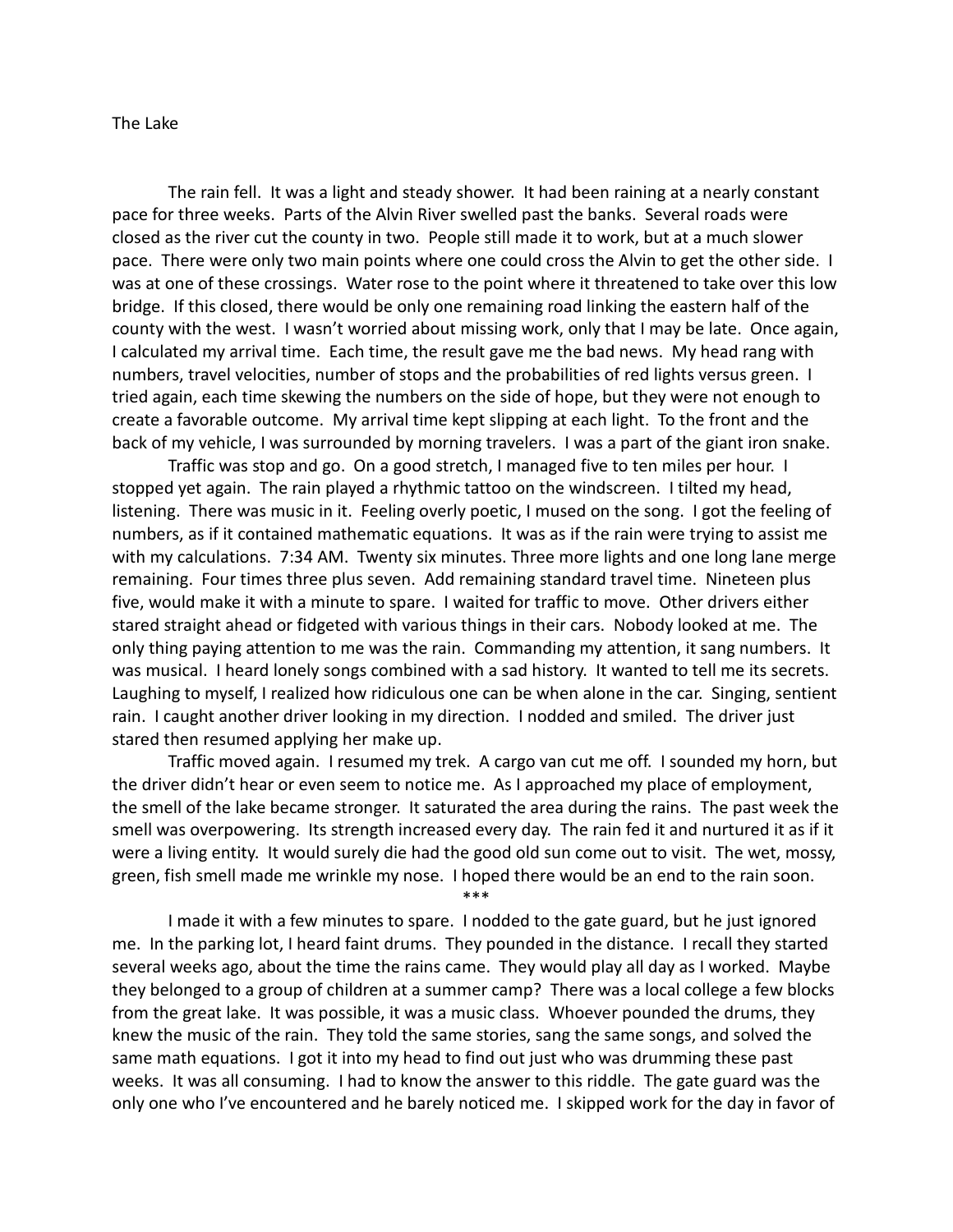# The Lake

The rain fell. It was a light and steady shower. It had been raining at a nearly constant pace for three weeks. Parts of the Alvin River swelled past the banks. Several roads were closed as the river cut the county in two. People still made it to work, but at a much slower pace. There were only two main points where one could cross the Alvin to get the other side. I was at one of these crossings. Water rose to the point where it threatened to take over this low bridge. If this closed, there would be only one remaining road linking the eastern half of the county with the west. I wasn't worried about missing work, only that I may be late. Once again, I calculated my arrival time. Each time, the result gave me the bad news. My head rang with numbers, travel velocities, number of stops and the probabilities of red lights versus green. I tried again, each time skewing the numbers on the side of hope, but they were not enough to create a favorable outcome. My arrival time kept slipping at each light. To the front and the back of my vehicle, I was surrounded by morning travelers. I was a part of the giant iron snake.

Traffic was stop and go. On a good stretch, I managed five to ten miles per hour. I stopped yet again. The rain played a rhythmic tattoo on the windscreen. I tilted my head, listening. There was music in it. Feeling overly poetic, I mused on the song. I got the feeling of numbers, as if it contained mathematic equations. It was as if the rain were trying to assist me with my calculations. 7:34 AM. Twenty six minutes. Three more lights and one long lane merge remaining. Four times three plus seven. Add remaining standard travel time. Nineteen plus five, would make it with a minute to spare. I waited for traffic to move. Other drivers either stared straight ahead or fidgeted with various things in their cars. Nobody looked at me. The only thing paying attention to me was the rain. Commanding my attention, it sang numbers. It was musical. I heard lonely songs combined with a sad history. It wanted to tell me its secrets. Laughing to myself, I realized how ridiculous one can be when alone in the car. Singing, sentient rain. I caught another driver looking in my direction. I nodded and smiled. The driver just stared then resumed applying her make up.

Traffic moved again. I resumed my trek. A cargo van cut me off. I sounded my horn, but the driver didn't hear or even seem to notice me. As I approached my place of employment, the smell of the lake became stronger. It saturated the area during the rains. The past week the smell was overpowering. Its strength increased every day. The rain fed it and nurtured it as if it were a living entity. It would surely die had the good old sun come out to visit. The wet, mossy, green, fish smell made me wrinkle my nose. I hoped there would be an end to the rain soon.

***

I made it with a few minutes to spare. I nodded to the gate guard, but he just ignored me. In the parking lot, I heard faint drums. They pounded in the distance. I recall they started several weeks ago, about the time the rains came. They would play all day as I worked. Maybe they belonged to a group of children at a summer camp? There was a local college a few blocks from the great lake. It was possible, it was a music class. Whoever pounded the drums, they knew the music of the rain. They told the same stories, sang the same songs, and solved the same math equations. I got it into my head to find out just who was drumming these past weeks. It was all consuming. I had to know the answer to this riddle. The gate guard was the only one who I've encountered and he barely noticed me. I skipped work for the day in favor of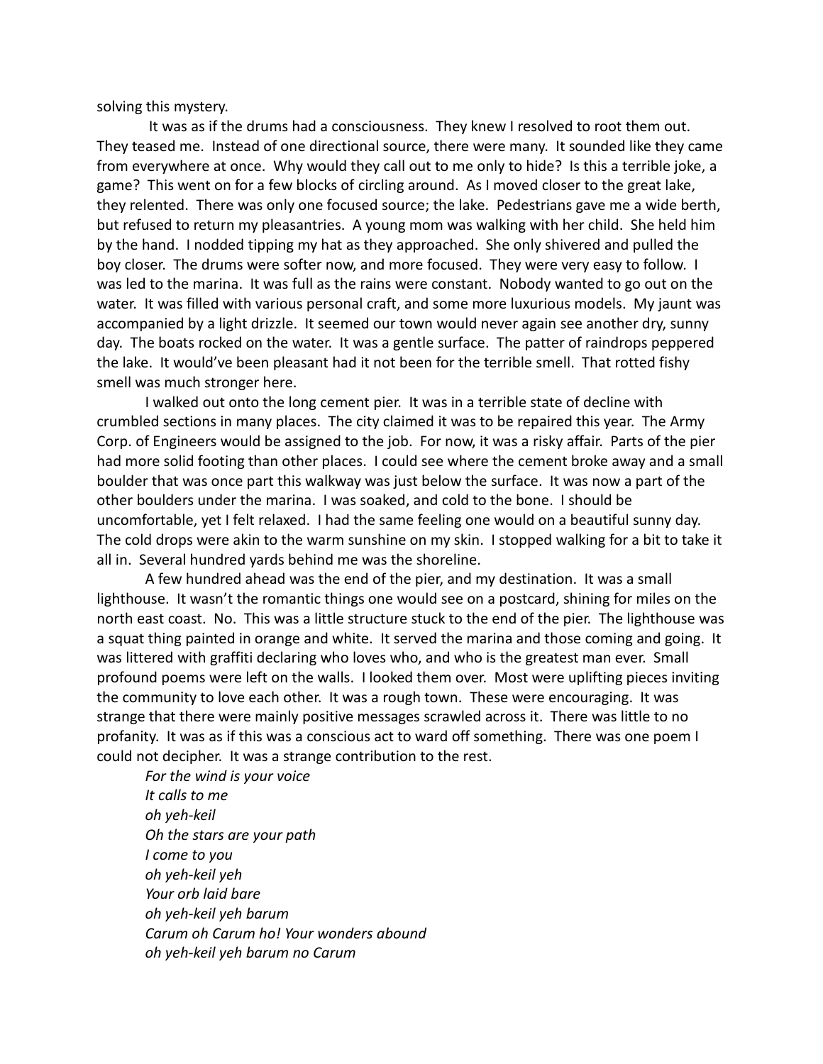solving this mystery.

It was as if the drums had a consciousness. They knew I resolved to root them out. They teased me. Instead of one directional source, there were many. It sounded like they came from everywhere at once. Why would they call out to me only to hide? Is this a terrible joke, a game? This went on for a few blocks of circling around. As I moved closer to the great lake, they relented. There was only one focused source; the lake. Pedestrians gave me a wide berth, but refused to return my pleasantries. A young mom was walking with her child. She held him by the hand. I nodded tipping my hat as they approached. She only shivered and pulled the boy closer. The drums were softer now, and more focused. They were very easy to follow. I was led to the marina. It was full as the rains were constant. Nobody wanted to go out on the water. It was filled with various personal craft, and some more luxurious models. My jaunt was accompanied by a light drizzle. It seemed our town would never again see another dry, sunny day. The boats rocked on the water. It was a gentle surface. The patter of raindrops peppered the lake. It would've been pleasant had it not been for the terrible smell. That rotted fishy smell was much stronger here.

I walked out onto the long cement pier. It was in a terrible state of decline with crumbled sections in many places. The city claimed it was to be repaired this year. The Army Corp. of Engineers would be assigned to the job. For now, it was a risky affair. Parts of the pier had more solid footing than other places. I could see where the cement broke away and a small boulder that was once part this walkway was just below the surface. It was now a part of the other boulders under the marina. I was soaked, and cold to the bone. I should be uncomfortable, yet I felt relaxed. I had the same feeling one would on a beautiful sunny day. The cold drops were akin to the warm sunshine on my skin. I stopped walking for a bit to take it all in. Several hundred yards behind me was the shoreline.

A few hundred ahead was the end of the pier, and my destination. It was a small lighthouse. It wasn't the romantic things one would see on a postcard, shining for miles on the north east coast. No. This was a little structure stuck to the end of the pier. The lighthouse was a squat thing painted in orange and white. It served the marina and those coming and going. It was littered with graffiti declaring who loves who, and who is the greatest man ever. Small profound poems were left on the walls. I looked them over. Most were uplifting pieces inviting the community to love each other. It was a rough town. These were encouraging. It was strange that there were mainly positive messages scrawled across it. There was little to no profanity. It was as if this was a conscious act to ward off something. There was one poem I could not decipher. It was a strange contribution to the rest.

*For the wind is your voice*
*It calls to me*
*oh yeh-keil*
*Oh the stars are your path*
*I come to you*
*oh yeh-keil yeh*
*Your orb laid bare*
*oh yeh-keil yeh barum*
*Carum oh Carum ho! Your wonders abound*
*oh yeh-keil yeh barum no Carum*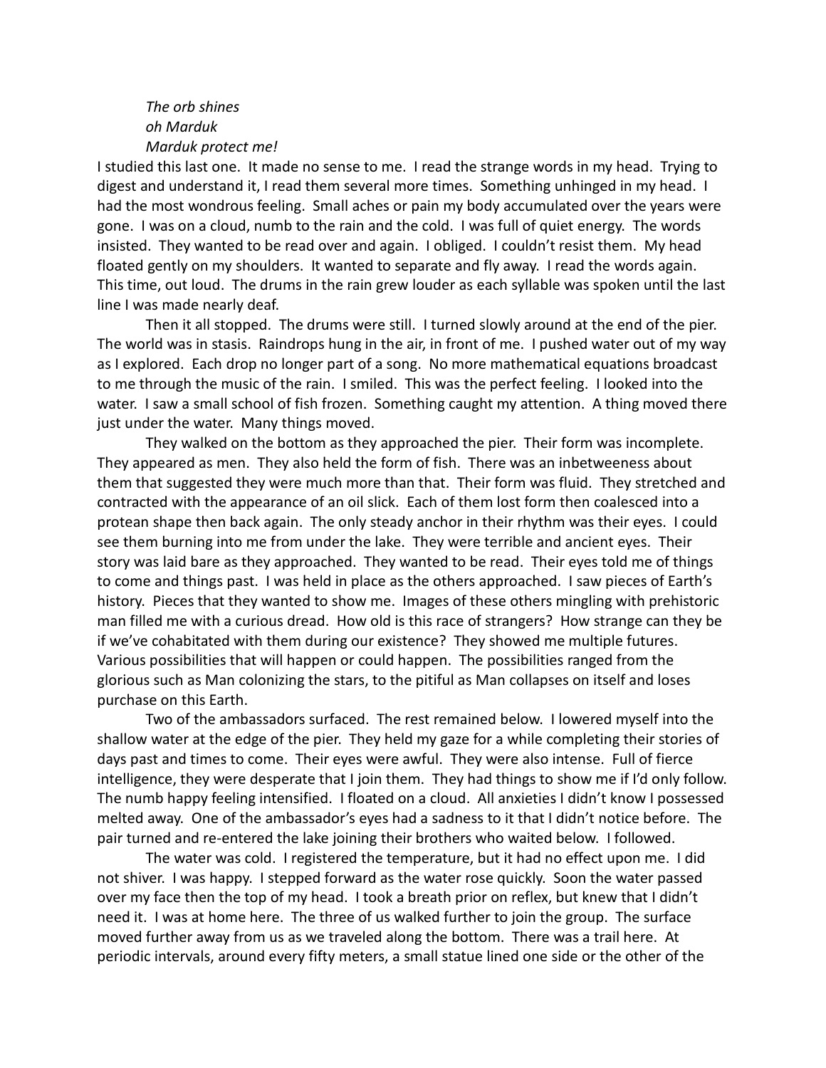*The orb shines*
*oh Marduk*
*Marduk protect me!*

I studied this last one. It made no sense to me. I read the strange words in my head. Trying to digest and understand it, I read them several more times. Something unhinged in my head. I had the most wondrous feeling. Small aches or pain my body accumulated over the years were gone. I was on a cloud, numb to the rain and the cold. I was full of quiet energy. The words insisted. They wanted to be read over and again. I obliged. I couldn't resist them. My head floated gently on my shoulders. It wanted to separate and fly away. I read the words again. This time, out loud. The drums in the rain grew louder as each syllable was spoken until the last line I was made nearly deaf.

Then it all stopped. The drums were still. I turned slowly around at the end of the pier. The world was in stasis. Raindrops hung in the air, in front of me. I pushed water out of my way as I explored. Each drop no longer part of a song. No more mathematical equations broadcast to me through the music of the rain. I smiled. This was the perfect feeling. I looked into the water. I saw a small school of fish frozen. Something caught my attention. A thing moved there just under the water. Many things moved.

They walked on the bottom as they approached the pier. Their form was incomplete. They appeared as men. They also held the form of fish. There was an inbetweeness about them that suggested they were much more than that. Their form was fluid. They stretched and contracted with the appearance of an oil slick. Each of them lost form then coalesced into a protean shape then back again. The only steady anchor in their rhythm was their eyes. I could see them burning into me from under the lake. They were terrible and ancient eyes. Their story was laid bare as they approached. They wanted to be read. Their eyes told me of things to come and things past. I was held in place as the others approached. I saw pieces of Earth's history. Pieces that they wanted to show me. Images of these others mingling with prehistoric man filled me with a curious dread. How old is this race of strangers? How strange can they be if we've cohabitated with them during our existence? They showed me multiple futures. Various possibilities that will happen or could happen. The possibilities ranged from the glorious such as Man colonizing the stars, to the pitiful as Man collapses on itself and loses purchase on this Earth.

Two of the ambassadors surfaced. The rest remained below. I lowered myself into the shallow water at the edge of the pier. They held my gaze for a while completing their stories of days past and times to come. Their eyes were awful. They were also intense. Full of fierce intelligence, they were desperate that I join them. They had things to show me if I'd only follow. The numb happy feeling intensified. I floated on a cloud. All anxieties I didn't know I possessed melted away. One of the ambassador's eyes had a sadness to it that I didn't notice before. The pair turned and re-entered the lake joining their brothers who waited below. I followed.

The water was cold. I registered the temperature, but it had no effect upon me. I did not shiver. I was happy. I stepped forward as the water rose quickly. Soon the water passed over my face then the top of my head. I took a breath prior on reflex, but knew that I didn't need it. I was at home here. The three of us walked further to join the group. The surface moved further away from us as we traveled along the bottom. There was a trail here. At periodic intervals, around every fifty meters, a small statue lined one side or the other of the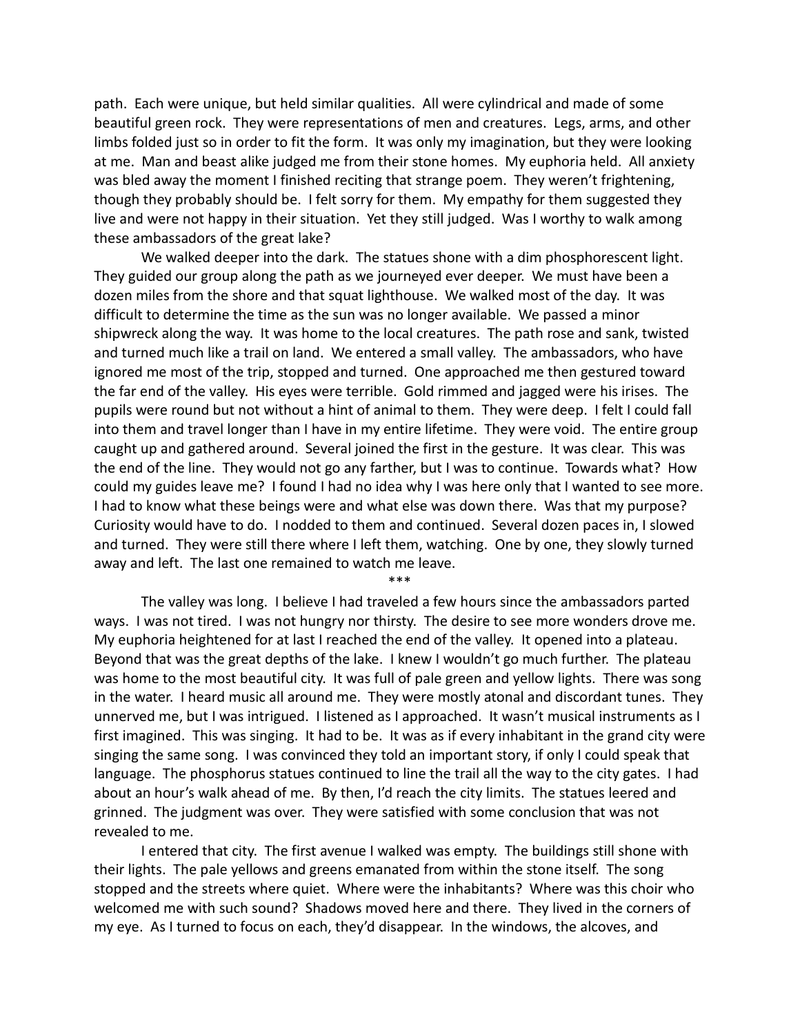path. Each were unique, but held similar qualities. All were cylindrical and made of some beautiful green rock. They were representations of men and creatures. Legs, arms, and other limbs folded just so in order to fit the form. It was only my imagination, but they were looking at me. Man and beast alike judged me from their stone homes. My euphoria held. All anxiety was bled away the moment I finished reciting that strange poem. They weren't frightening, though they probably should be. I felt sorry for them. My empathy for them suggested they live and were not happy in their situation. Yet they still judged. Was I worthy to walk among these ambassadors of the great lake?

We walked deeper into the dark. The statues shone with a dim phosphorescent light. They guided our group along the path as we journeyed ever deeper. We must have been a dozen miles from the shore and that squat lighthouse. We walked most of the day. It was difficult to determine the time as the sun was no longer available. We passed a minor shipwreck along the way. It was home to the local creatures. The path rose and sank, twisted and turned much like a trail on land. We entered a small valley. The ambassadors, who have ignored me most of the trip, stopped and turned. One approached me then gestured toward the far end of the valley. His eyes were terrible. Gold rimmed and jagged were his irises. The pupils were round but not without a hint of animal to them. They were deep. I felt I could fall into them and travel longer than I have in my entire lifetime. They were void. The entire group caught up and gathered around. Several joined the first in the gesture. It was clear. This was the end of the line. They would not go any farther, but I was to continue. Towards what? How could my guides leave me? I found I had no idea why I was here only that I wanted to see more. I had to know what these beings were and what else was down there. Was that my purpose? Curiosity would have to do. I nodded to them and continued. Several dozen paces in, I slowed and turned. They were still there where I left them, watching. One by one, they slowly turned away and left. The last one remained to watch me leave.

***

The valley was long. I believe I had traveled a few hours since the ambassadors parted ways. I was not tired. I was not hungry nor thirsty. The desire to see more wonders drove me. My euphoria heightened for at last I reached the end of the valley. It opened into a plateau. Beyond that was the great depths of the lake. I knew I wouldn't go much further. The plateau was home to the most beautiful city. It was full of pale green and yellow lights. There was song in the water. I heard music all around me. They were mostly atonal and discordant tunes. They unnerved me, but I was intrigued. I listened as I approached. It wasn't musical instruments as I first imagined. This was singing. It had to be. It was as if every inhabitant in the grand city were singing the same song. I was convinced they told an important story, if only I could speak that language. The phosphorus statues continued to line the trail all the way to the city gates. I had about an hour's walk ahead of me. By then, I'd reach the city limits. The statues leered and grinned. The judgment was over. They were satisfied with some conclusion that was not revealed to me.

I entered that city. The first avenue I walked was empty. The buildings still shone with their lights. The pale yellows and greens emanated from within the stone itself. The song stopped and the streets where quiet. Where were the inhabitants? Where was this choir who welcomed me with such sound? Shadows moved here and there. They lived in the corners of my eye. As I turned to focus on each, they'd disappear. In the windows, the alcoves, and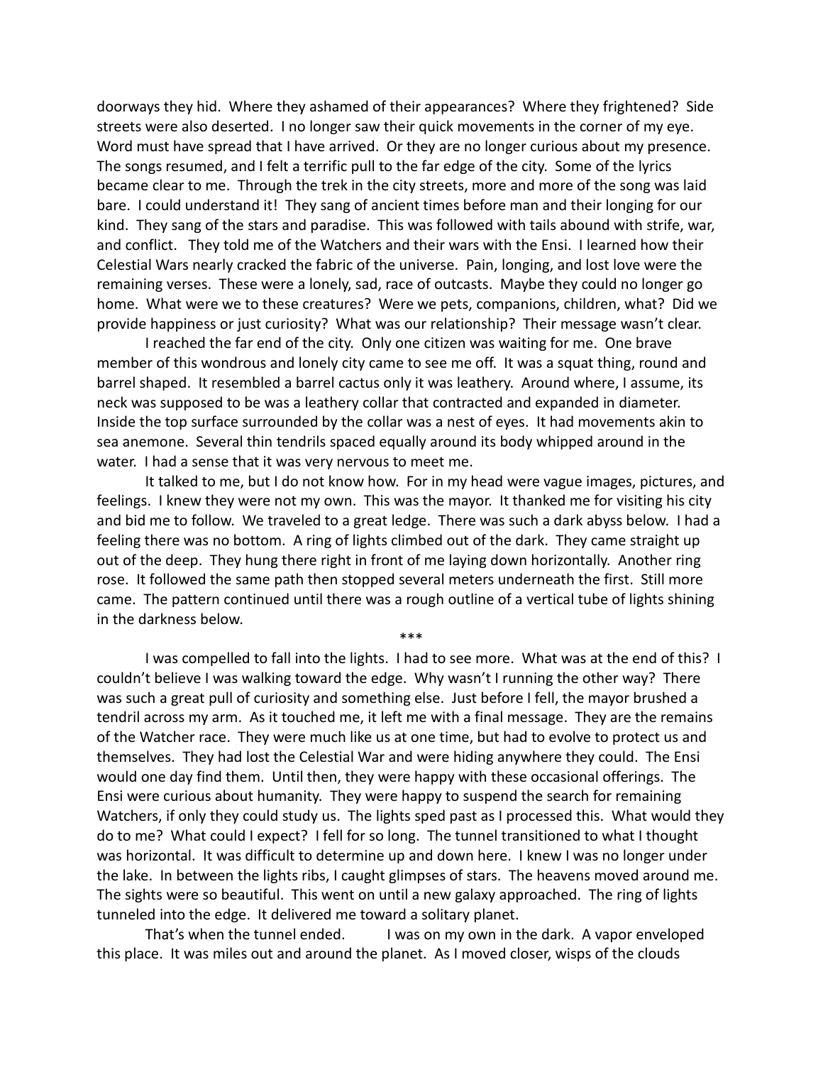doorways they hid. Where they ashamed of their appearances? Where they frightened? Side streets were also deserted. I no longer saw their quick movements in the corner of my eye. Word must have spread that I have arrived. Or they are no longer curious about my presence. The songs resumed, and I felt a terrific pull to the far edge of the city. Some of the lyrics became clear to me. Through the trek in the city streets, more and more of the song was laid bare. I could understand it! They sang of ancient times before man and their longing for our kind. They sang of the stars and paradise. This was followed with tails abound with strife, war, and conflict. They told me of the Watchers and their wars with the Ensi. I learned how their Celestial Wars nearly cracked the fabric of the universe. Pain, longing, and lost love were the remaining verses. These were a lonely, sad, race of outcasts. Maybe they could no longer go home. What were we to these creatures? Were we pets, companions, children, what? Did we provide happiness or just curiosity? What was our relationship? Their message wasn't clear.

I reached the far end of the city. Only one citizen was waiting for me. One brave member of this wondrous and lonely city came to see me off. It was a squat thing, round and barrel shaped. It resembled a barrel cactus only it was leathery. Around where, I assume, its neck was supposed to be was a leathery collar that contracted and expanded in diameter. Inside the top surface surrounded by the collar was a nest of eyes. It had movements akin to sea anemone. Several thin tendrils spaced equally around its body whipped around in the water. I had a sense that it was very nervous to meet me.

It talked to me, but I do not know how. For in my head were vague images, pictures, and feelings. I knew they were not my own. This was the mayor. It thanked me for visiting his city and bid me to follow. We traveled to a great ledge. There was such a dark abyss below. I had a feeling there was no bottom. A ring of lights climbed out of the dark. They came straight up out of the deep. They hung there right in front of me laying down horizontally. Another ring rose. It followed the same path then stopped several meters underneath the first. Still more came. The pattern continued until there was a rough outline of a vertical tube of lights shining in the darkness below.

\*\*\*

I was compelled to fall into the lights. I had to see more. What was at the end of this? I couldn't believe I was walking toward the edge. Why wasn't I running the other way? There was such a great pull of curiosity and something else. Just before I fell, the mayor brushed a tendril across my arm. As it touched me, it left me with a final message. They are the remains of the Watcher race. They were much like us at one time, but had to evolve to protect us and themselves. They had lost the Celestial War and were hiding anywhere they could. The Ensi would one day find them. Until then, they were happy with these occasional offerings. The Ensi were curious about humanity. They were happy to suspend the search for remaining Watchers, if only they could study us. The lights sped past as I processed this. What would they do to me? What could I expect? I fell for so long. The tunnel transitioned to what I thought was horizontal. It was difficult to determine up and down here. I knew I was no longer under the lake. In between the lights ribs, I caught glimpses of stars. The heavens moved around me. The sights were so beautiful. This went on until a new galaxy approached. The ring of lights tunneled into the edge. It delivered me toward a solitary planet.

That's when the tunnel ended. I was on my own in the dark. A vapor enveloped this place. It was miles out and around the planet. As I moved closer, wisps of the clouds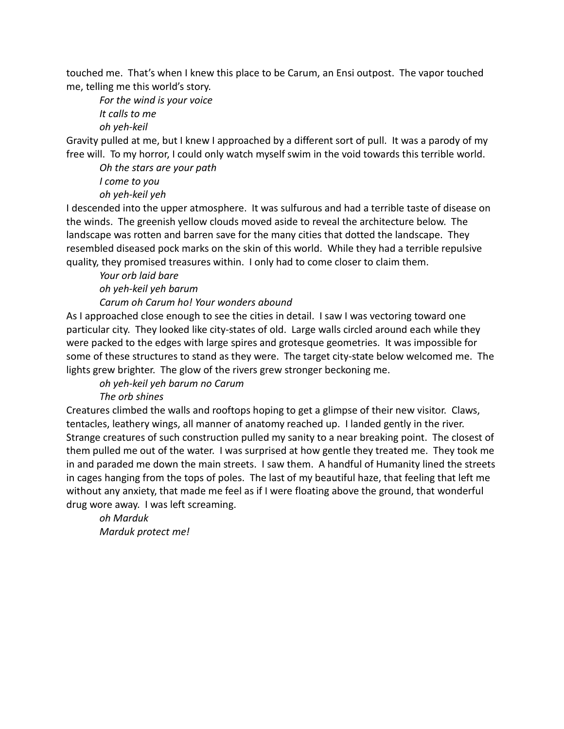touched me. That's when I knew this place to be Carum, an Ensi outpost. The vapor touched me, telling me this world's story.

*For the wind is your voice*
*It calls to me*
*oh yeh-keil*

Gravity pulled at me, but I knew I approached by a different sort of pull. It was a parody of my free will. To my horror, I could only watch myself swim in the void towards this terrible world.

*Oh the stars are your path*
*I come to you*
*oh yeh-keil yeh*

I descended into the upper atmosphere. It was sulfurous and had a terrible taste of disease on the winds. The greenish yellow clouds moved aside to reveal the architecture below. The landscape was rotten and barren save for the many cities that dotted the landscape. They resembled diseased pock marks on the skin of this world. While they had a terrible repulsive quality, they promised treasures within. I only had to come closer to claim them.

*Your orb laid bare*
*oh yeh-keil yeh barum*
*Carum oh Carum ho! Your wonders abound*

As I approached close enough to see the cities in detail. I saw I was vectoring toward one particular city. They looked like city-states of old. Large walls circled around each while they were packed to the edges with large spires and grotesque geometries. It was impossible for some of these structures to stand as they were. The target city-state below welcomed me. The lights grew brighter. The glow of the rivers grew stronger beckoning me.

*oh yeh-keil yeh barum no Carum*
*The orb shines*

Creatures climbed the walls and rooftops hoping to get a glimpse of their new visitor. Claws, tentacles, leathery wings, all manner of anatomy reached up. I landed gently in the river. Strange creatures of such construction pulled my sanity to a near breaking point. The closest of them pulled me out of the water. I was surprised at how gentle they treated me. They took me in and paraded me down the main streets. I saw them. A handful of Humanity lined the streets in cages hanging from the tops of poles. The last of my beautiful haze, that feeling that left me without any anxiety, that made me feel as if I were floating above the ground, that wonderful drug wore away. I was left screaming.

*oh Marduk*
*Marduk protect me!*